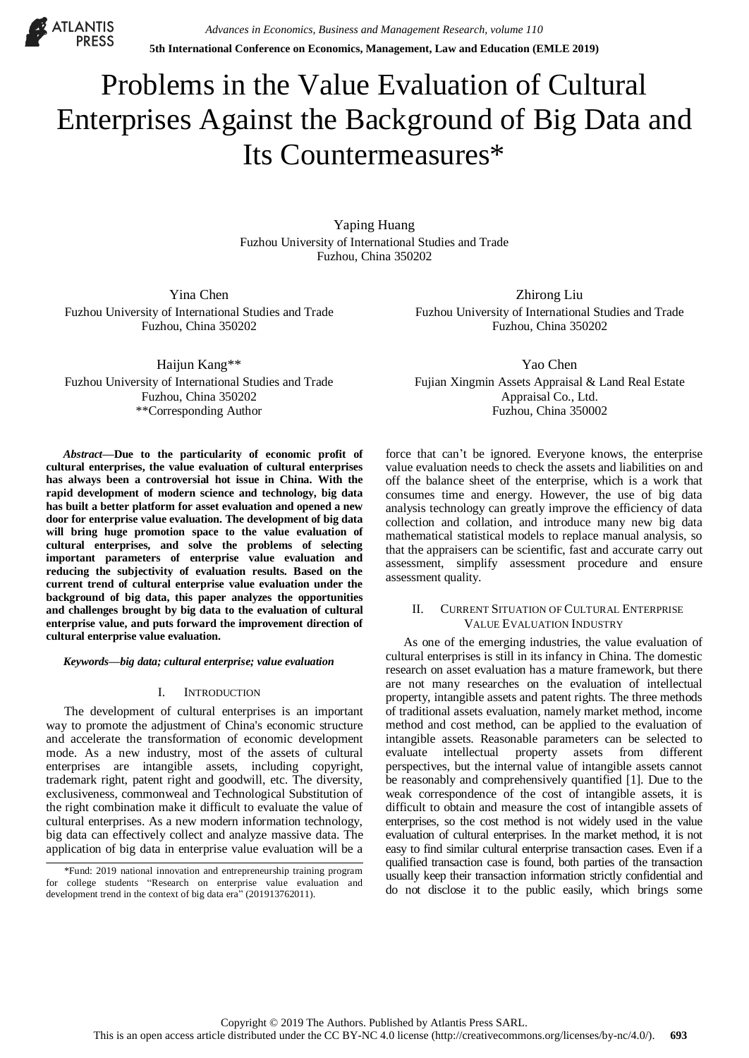# Problems in the Value Evaluation of Cultural Enterprises Against the Background of Big Data and Its Countermeasures*

Yaping Huang
Fuzhou University of International Studies and Trade
Fuzhou, China 350202

Yina Chen
Fuzhou University of International Studies and Trade
Fuzhou, China 350202

Zhirong Liu
Fuzhou University of International Studies and Trade
Fuzhou, China 350202

Haijun Kang**
Fuzhou University of International Studies and Trade
Fuzhou, China 350202
**Corresponding Author

Yao Chen
Fujian Xingmin Assets Appraisal & Land Real Estate Appraisal Co., Ltd.
Fuzhou, China 350002

***Abstract*—Due to the particularity of economic profit of cultural enterprises, the value evaluation of cultural enterprises has always been a controversial hot issue in China. With the rapid development of modern science and technology, big data has built a better platform for asset evaluation and opened a new door for enterprise value evaluation. The development of big data will bring huge promotion space to the value evaluation of cultural enterprises, and solve the problems of selecting important parameters of enterprise value evaluation and reducing the subjectivity of evaluation results. Based on the current trend of cultural enterprise value evaluation under the background of big data, this paper analyzes the opportunities and challenges brought by big data to the evaluation of cultural enterprise value, and puts forward the improvement direction of cultural enterprise value evaluation.**

***Keywords*—*big data; cultural enterprise; value evaluation***

## I. Introduction

The development of cultural enterprises is an important way to promote the adjustment of China's economic structure and accelerate the transformation of economic development mode. As a new industry, most of the assets of cultural enterprises are intangible assets, including copyright, trademark right, patent right and goodwill, etc. The diversity, exclusiveness, commonweal and Technological Substitution of the right combination make it difficult to evaluate the value of cultural enterprises. As a new modern information technology, big data can effectively collect and analyze massive data. The application of big data in enterprise value evaluation will be a force that can't be ignored. Everyone knows, the enterprise value evaluation needs to check the assets and liabilities on and off the balance sheet of the enterprise, which is a work that consumes time and energy. However, the use of big data analysis technology can greatly improve the efficiency of data collection and collation, and introduce many new big data mathematical statistical models to replace manual analysis, so that the appraisers can be scientific, fast and accurate carry out assessment, simplify assessment procedure and ensure assessment quality.

## II. Current Situation of Cultural Enterprise Value Evaluation Industry

As one of the emerging industries, the value evaluation of cultural enterprises is still in its infancy in China. The domestic research on asset evaluation has a mature framework, but there are not many researches on the evaluation of intellectual property, intangible assets and patent rights. The three methods of traditional assets evaluation, namely market method, income method and cost method, can be applied to the evaluation of intangible assets. Reasonable parameters can be selected to evaluate intellectual property assets from different perspectives, but the internal value of intangible assets cannot be reasonably and comprehensively quantified [1]. Due to the weak correspondence of the cost of intangible assets, it is difficult to obtain and measure the cost of intangible assets of enterprises, so the cost method is not widely used in the value evaluation of cultural enterprises. In the market method, it is not easy to find similar cultural enterprise transaction cases. Even if a qualified transaction case is found, both parties of the transaction usually keep their transaction information strictly confidential and do not disclose it to the public easily, which brings some

*Fund: 2019 national innovation and entrepreneurship training program for college students "Research on enterprise value evaluation and development trend in the context of big data era" (201913762011).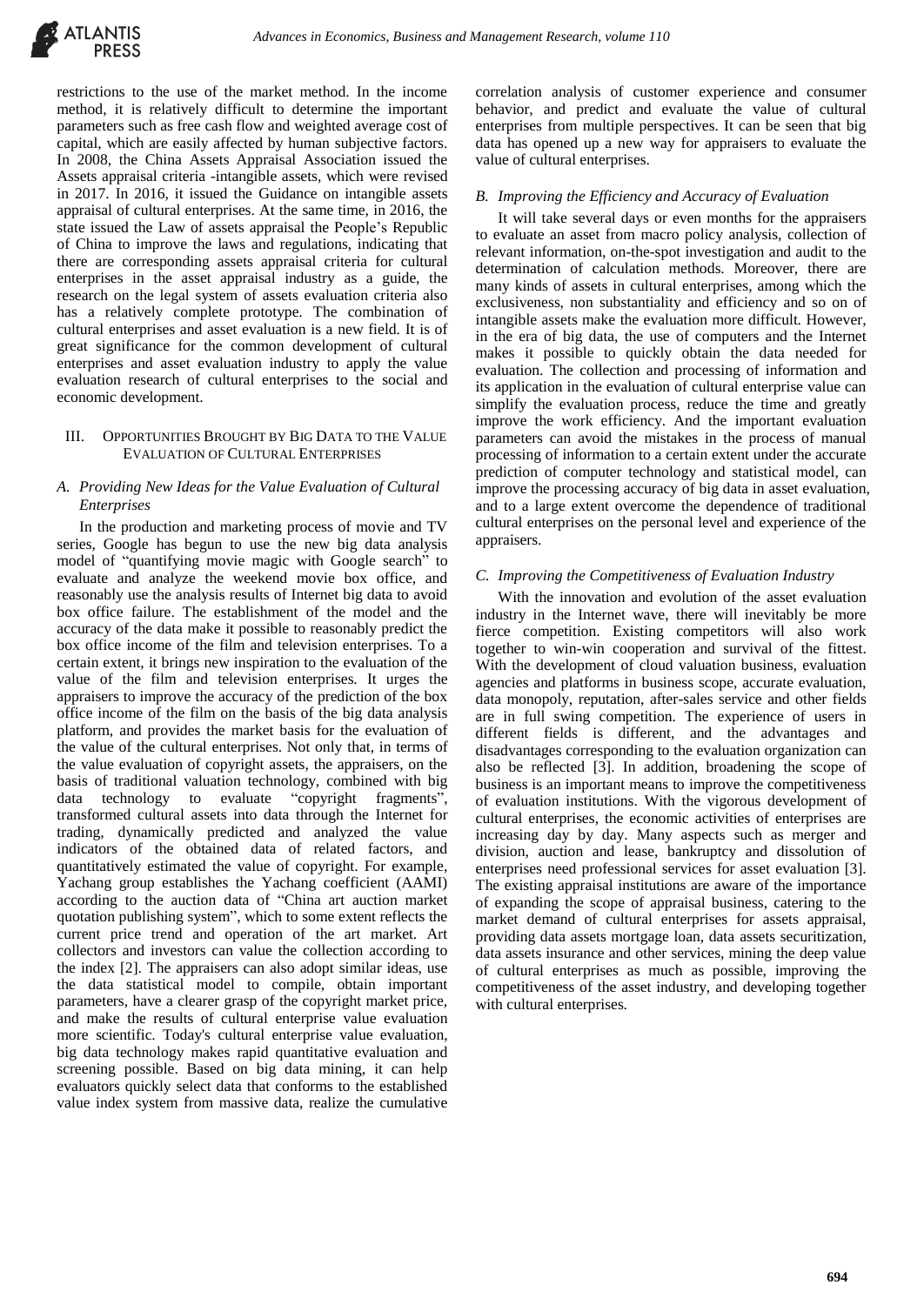restrictions to the use of the market method. In the income method, it is relatively difficult to determine the important parameters such as free cash flow and weighted average cost of capital, which are easily affected by human subjective factors. In 2008, the China Assets Appraisal Association issued the Assets appraisal criteria -intangible assets, which were revised in 2017. In 2016, it issued the Guidance on intangible assets appraisal of cultural enterprises. At the same time, in 2016, the state issued the Law of assets appraisal the People's Republic of China to improve the laws and regulations, indicating that there are corresponding assets appraisal criteria for cultural enterprises in the asset appraisal industry as a guide, the research on the legal system of assets evaluation criteria also has a relatively complete prototype. The combination of cultural enterprises and asset evaluation is a new field. It is of great significance for the common development of cultural enterprises and asset evaluation industry to apply the value evaluation research of cultural enterprises to the social and economic development.

## III. OPPORTUNITIES BROUGHT BY BIG DATA TO THE VALUE EVALUATION OF CULTURAL ENTERPRISES

### *A. Providing New Ideas for the Value Evaluation of Cultural Enterprises*

In the production and marketing process of movie and TV series, Google has begun to use the new big data analysis model of "quantifying movie magic with Google search" to evaluate and analyze the weekend movie box office, and reasonably use the analysis results of Internet big data to avoid box office failure. The establishment of the model and the accuracy of the data make it possible to reasonably predict the box office income of the film and television enterprises. To a certain extent, it brings new inspiration to the evaluation of the value of the film and television enterprises. It urges the appraisers to improve the accuracy of the prediction of the box office income of the film on the basis of the big data analysis platform, and provides the market basis for the evaluation of the value of the cultural enterprises. Not only that, in terms of the value evaluation of copyright assets, the appraisers, on the basis of traditional valuation technology, combined with big data technology to evaluate "copyright fragments", transformed cultural assets into data through the Internet for trading, dynamically predicted and analyzed the value indicators of the obtained data of related factors, and quantitatively estimated the value of copyright. For example, Yachang group establishes the Yachang coefficient (AAMI) according to the auction data of "China art auction market quotation publishing system", which to some extent reflects the current price trend and operation of the art market. Art collectors and investors can value the collection according to the index [2]. The appraisers can also adopt similar ideas, use the data statistical model to compile, obtain important parameters, have a clearer grasp of the copyright market price, and make the results of cultural enterprise value evaluation more scientific. Today's cultural enterprise value evaluation, big data technology makes rapid quantitative evaluation and screening possible. Based on big data mining, it can help evaluators quickly select data that conforms to the established value index system from massive data, realize the cumulative correlation analysis of customer experience and consumer behavior, and predict and evaluate the value of cultural enterprises from multiple perspectives. It can be seen that big data has opened up a new way for appraisers to evaluate the value of cultural enterprises.

### *B. Improving the Efficiency and Accuracy of Evaluation*

It will take several days or even months for the appraisers to evaluate an asset from macro policy analysis, collection of relevant information, on-the-spot investigation and audit to the determination of calculation methods. Moreover, there are many kinds of assets in cultural enterprises, among which the exclusiveness, non substantiality and efficiency and so on of intangible assets make the evaluation more difficult. However, in the era of big data, the use of computers and the Internet makes it possible to quickly obtain the data needed for evaluation. The collection and processing of information and its application in the evaluation of cultural enterprise value can simplify the evaluation process, reduce the time and greatly improve the work efficiency. And the important evaluation parameters can avoid the mistakes in the process of manual processing of information to a certain extent under the accurate prediction of computer technology and statistical model, can improve the processing accuracy of big data in asset evaluation, and to a large extent overcome the dependence of traditional cultural enterprises on the personal level and experience of the appraisers.

### *C. Improving the Competitiveness of Evaluation Industry*

With the innovation and evolution of the asset evaluation industry in the Internet wave, there will inevitably be more fierce competition. Existing competitors will also work together to win-win cooperation and survival of the fittest. With the development of cloud valuation business, evaluation agencies and platforms in business scope, accurate evaluation, data monopoly, reputation, after-sales service and other fields are in full swing competition. The experience of users in different fields is different, and the advantages and disadvantages corresponding to the evaluation organization can also be reflected [3]. In addition, broadening the scope of business is an important means to improve the competitiveness of evaluation institutions. With the vigorous development of cultural enterprises, the economic activities of enterprises are increasing day by day. Many aspects such as merger and division, auction and lease, bankruptcy and dissolution of enterprises need professional services for asset evaluation [3]. The existing appraisal institutions are aware of the importance of expanding the scope of appraisal business, catering to the market demand of cultural enterprises for assets appraisal, providing data assets mortgage loan, data assets securitization, data assets insurance and other services, mining the deep value of cultural enterprises as much as possible, improving the competitiveness of the asset industry, and developing together with cultural enterprises.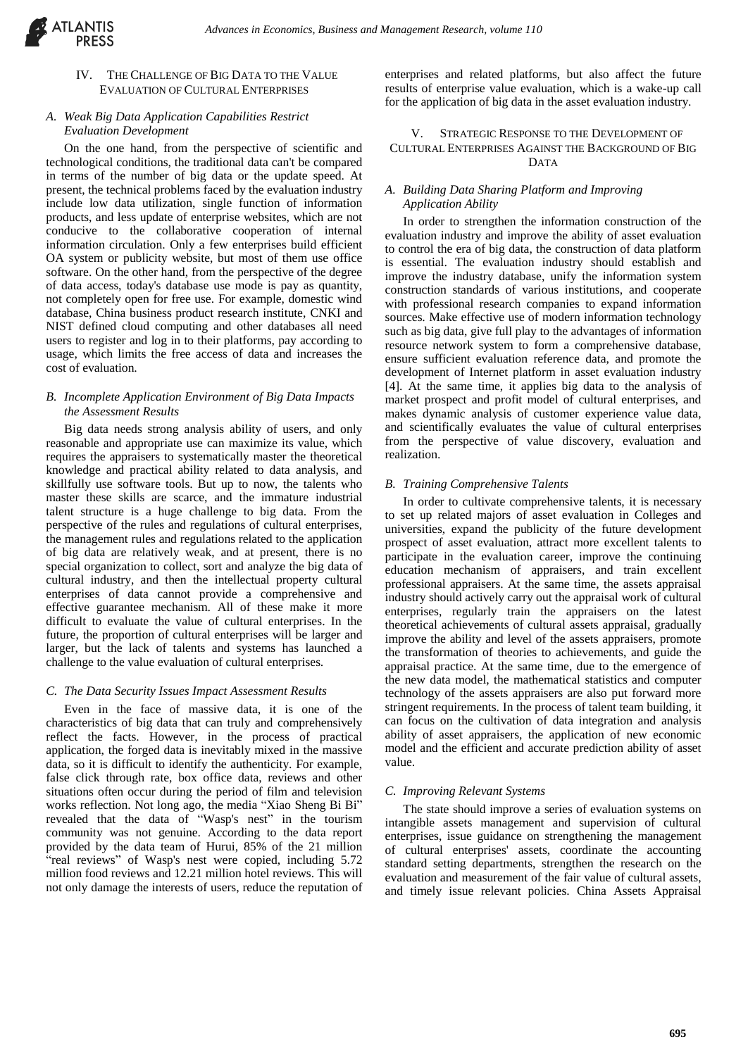## IV. The Challenge of Big Data to the Value Evaluation of Cultural Enterprises

### *A. Weak Big Data Application Capabilities Restrict Evaluation Development*

On the one hand, from the perspective of scientific and technological conditions, the traditional data can't be compared in terms of the number of big data or the update speed. At present, the technical problems faced by the evaluation industry include low data utilization, single function of information products, and less update of enterprise websites, which are not conducive to the collaborative cooperation of internal information circulation. Only a few enterprises build efficient OA system or publicity website, but most of them use office software. On the other hand, from the perspective of the degree of data access, today's database use mode is pay as quantity, not completely open for free use. For example, domestic wind database, China business product research institute, CNKI and NIST defined cloud computing and other databases all need users to register and log in to their platforms, pay according to usage, which limits the free access of data and increases the cost of evaluation.

### *B. Incomplete Application Environment of Big Data Impacts the Assessment Results*

Big data needs strong analysis ability of users, and only reasonable and appropriate use can maximize its value, which requires the appraisers to systematically master the theoretical knowledge and practical ability related to data analysis, and skillfully use software tools. But up to now, the talents who master these skills are scarce, and the immature industrial talent structure is a huge challenge to big data. From the perspective of the rules and regulations of cultural enterprises, the management rules and regulations related to the application of big data are relatively weak, and at present, there is no special organization to collect, sort and analyze the big data of cultural industry, and then the intellectual property cultural enterprises of data cannot provide a comprehensive and effective guarantee mechanism. All of these make it more difficult to evaluate the value of cultural enterprises. In the future, the proportion of cultural enterprises will be larger and larger, but the lack of talents and systems has launched a challenge to the value evaluation of cultural enterprises.

### *C. The Data Security Issues Impact Assessment Results*

Even in the face of massive data, it is one of the characteristics of big data that can truly and comprehensively reflect the facts. However, in the process of practical application, the forged data is inevitably mixed in the massive data, so it is difficult to identify the authenticity. For example, false click through rate, box office data, reviews and other situations often occur during the period of film and television works reflection. Not long ago, the media "Xiao Sheng Bi Bi" revealed that the data of "Wasp's nest" in the tourism community was not genuine. According to the data report provided by the data team of Hurui, 85% of the 21 million "real reviews" of Wasp's nest were copied, including 5.72 million food reviews and 12.21 million hotel reviews. This will not only damage the interests of users, reduce the reputation of enterprises and related platforms, but also affect the future results of enterprise value evaluation, which is a wake-up call for the application of big data in the asset evaluation industry.

## V. Strategic Response to the Development of Cultural Enterprises Against the Background of Big Data

### *A. Building Data Sharing Platform and Improving Application Ability*

In order to strengthen the information construction of the evaluation industry and improve the ability of asset evaluation to control the era of big data, the construction of data platform is essential. The evaluation industry should establish and improve the industry database, unify the information system construction standards of various institutions, and cooperate with professional research companies to expand information sources. Make effective use of modern information technology such as big data, give full play to the advantages of information resource network system to form a comprehensive database, ensure sufficient evaluation reference data, and promote the development of Internet platform in asset evaluation industry [4]. At the same time, it applies big data to the analysis of market prospect and profit model of cultural enterprises, and makes dynamic analysis of customer experience value data, and scientifically evaluates the value of cultural enterprises from the perspective of value discovery, evaluation and realization.

### *B. Training Comprehensive Talents*

In order to cultivate comprehensive talents, it is necessary to set up related majors of asset evaluation in Colleges and universities, expand the publicity of the future development prospect of asset evaluation, attract more excellent talents to participate in the evaluation career, improve the continuing education mechanism of appraisers, and train excellent professional appraisers. At the same time, the assets appraisal industry should actively carry out the appraisal work of cultural enterprises, regularly train the appraisers on the latest theoretical achievements of cultural assets appraisal, gradually improve the ability and level of the assets appraisers, promote the transformation of theories to achievements, and guide the appraisal practice. At the same time, due to the emergence of the new data model, the mathematical statistics and computer technology of the assets appraisers are also put forward more stringent requirements. In the process of talent team building, it can focus on the cultivation of data integration and analysis ability of asset appraisers, the application of new economic model and the efficient and accurate prediction ability of asset value.

### *C. Improving Relevant Systems*

The state should improve a series of evaluation systems on intangible assets management and supervision of cultural enterprises, issue guidance on strengthening the management of cultural enterprises' assets, coordinate the accounting standard setting departments, strengthen the research on the evaluation and measurement of the fair value of cultural assets, and timely issue relevant policies. China Assets Appraisal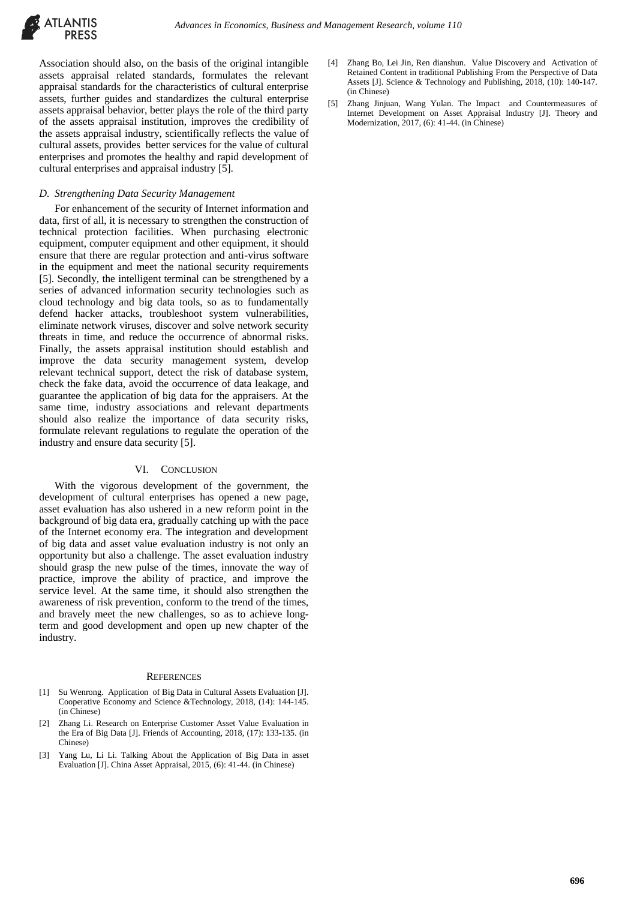Association should also, on the basis of the original intangible assets appraisal related standards, formulates the relevant appraisal standards for the characteristics of cultural enterprise assets, further guides and standardizes the cultural enterprise assets appraisal behavior, better plays the role of the third party of the assets appraisal institution, improves the credibility of the assets appraisal industry, scientifically reflects the value of cultural assets, provides better services for the value of cultural enterprises and promotes the healthy and rapid development of cultural enterprises and appraisal industry [5].

### *D. Strengthening Data Security Management*

For enhancement of the security of Internet information and data, first of all, it is necessary to strengthen the construction of technical protection facilities. When purchasing electronic equipment, computer equipment and other equipment, it should ensure that there are regular protection and anti-virus software in the equipment and meet the national security requirements [5]. Secondly, the intelligent terminal can be strengthened by a series of advanced information security technologies such as cloud technology and big data tools, so as to fundamentally defend hacker attacks, troubleshoot system vulnerabilities, eliminate network viruses, discover and solve network security threats in time, and reduce the occurrence of abnormal risks. Finally, the assets appraisal institution should establish and improve the data security management system, develop relevant technical support, detect the risk of database system, check the fake data, avoid the occurrence of data leakage, and guarantee the application of big data for the appraisers. At the same time, industry associations and relevant departments should also realize the importance of data security risks, formulate relevant regulations to regulate the operation of the industry and ensure data security [5].

## VI. CONCLUSION

With the vigorous development of the government, the development of cultural enterprises has opened a new page, asset evaluation has also ushered in a new reform point in the background of big data era, gradually catching up with the pace of the Internet economy era. The integration and development of big data and asset value evaluation industry is not only an opportunity but also a challenge. The asset evaluation industry should grasp the new pulse of the times, innovate the way of practice, improve the ability of practice, and improve the service level. At the same time, it should also strengthen the awareness of risk prevention, conform to the trend of the times, and bravely meet the new challenges, so as to achieve long-term and good development and open up new chapter of the industry.

## REFERENCES

[1] Su Wenrong. Application of Big Data in Cultural Assets Evaluation [J]. Cooperative Economy and Science &Technology, 2018, (14): 144-145. (in Chinese)

[2] Zhang Li. Research on Enterprise Customer Asset Value Evaluation in the Era of Big Data [J]. Friends of Accounting, 2018, (17): 133-135. (in Chinese)

[3] Yang Lu, Li Li. Talking About the Application of Big Data in asset Evaluation [J]. China Asset Appraisal, 2015, (6): 41-44. (in Chinese)

[4] Zhang Bo, Lei Jin, Ren dianshun. Value Discovery and Activation of Retained Content in traditional Publishing From the Perspective of Data Assets [J]. Science & Technology and Publishing, 2018, (10): 140-147. (in Chinese)

[5] Zhang Jinjuan, Wang Yulan. The Impact and Countermeasures of Internet Development on Asset Appraisal Industry [J]. Theory and Modernization, 2017, (6): 41-44. (in Chinese)